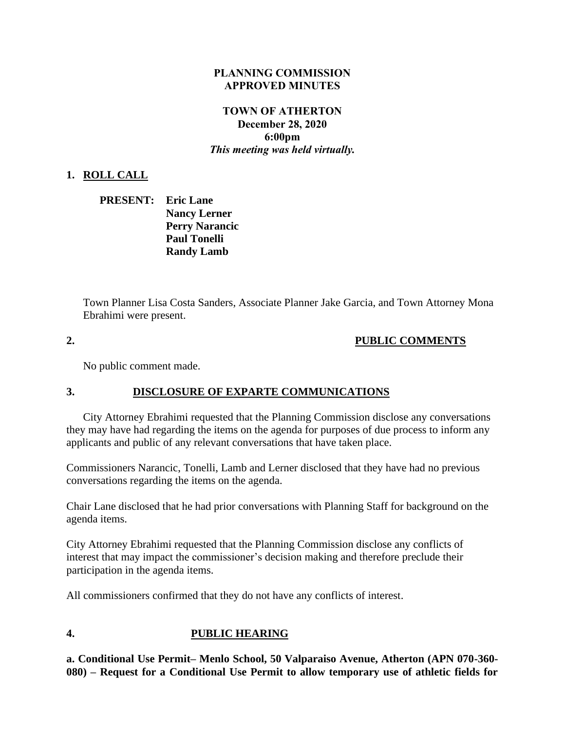**PLANNING COMMISSION**
**APPROVED MINUTES**

**TOWN OF ATHERTON**
**December 28, 2020**
**6:00pm**
***This meeting was held virtually.***

## 1. ROLL CALL

**PRESENT: Eric Lane**
**Nancy Lerner**
**Perry Narancic**
**Paul Tonelli**
**Randy Lamb**

Town Planner Lisa Costa Sanders, Associate Planner Jake Garcia, and Town Attorney Mona Ebrahimi were present.

## 2. PUBLIC COMMENTS

No public comment made.

## 3. DISCLOSURE OF EXPARTE COMMUNICATIONS

City Attorney Ebrahimi requested that the Planning Commission disclose any conversations they may have had regarding the items on the agenda for purposes of due process to inform any applicants and public of any relevant conversations that have taken place.

Commissioners Narancic, Tonelli, Lamb and Lerner disclosed that they have had no previous conversations regarding the items on the agenda.

Chair Lane disclosed that he had prior conversations with Planning Staff for background on the agenda items.

City Attorney Ebrahimi requested that the Planning Commission disclose any conflicts of interest that may impact the commissioner's decision making and therefore preclude their participation in the agenda items.

All commissioners confirmed that they do not have any conflicts of interest.

## 4. PUBLIC HEARING

**a. Conditional Use Permit– Menlo School, 50 Valparaiso Avenue, Atherton (APN 070-360-080) – Request for a Conditional Use Permit to allow temporary use of athletic fields for**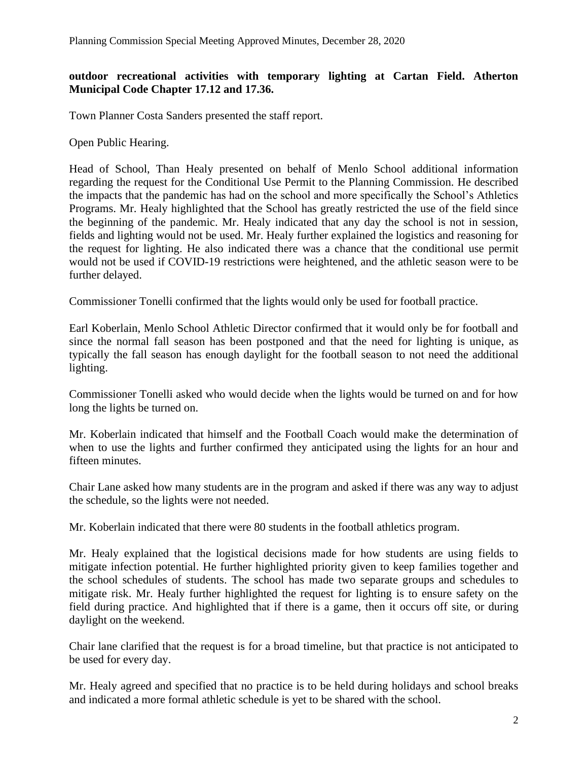**outdoor recreational activities with temporary lighting at Cartan Field. Atherton Municipal Code Chapter 17.12 and 17.36.**

Town Planner Costa Sanders presented the staff report.

Open Public Hearing.

Head of School, Than Healy presented on behalf of Menlo School additional information regarding the request for the Conditional Use Permit to the Planning Commission. He described the impacts that the pandemic has had on the school and more specifically the School's Athletics Programs. Mr. Healy highlighted that the School has greatly restricted the use of the field since the beginning of the pandemic. Mr. Healy indicated that any day the school is not in session, fields and lighting would not be used. Mr. Healy further explained the logistics and reasoning for the request for lighting. He also indicated there was a chance that the conditional use permit would not be used if COVID-19 restrictions were heightened, and the athletic season were to be further delayed.

Commissioner Tonelli confirmed that the lights would only be used for football practice.

Earl Koberlain, Menlo School Athletic Director confirmed that it would only be for football and since the normal fall season has been postponed and that the need for lighting is unique, as typically the fall season has enough daylight for the football season to not need the additional lighting.

Commissioner Tonelli asked who would decide when the lights would be turned on and for how long the lights be turned on.

Mr. Koberlain indicated that himself and the Football Coach would make the determination of when to use the lights and further confirmed they anticipated using the lights for an hour and fifteen minutes.

Chair Lane asked how many students are in the program and asked if there was any way to adjust the schedule, so the lights were not needed.

Mr. Koberlain indicated that there were 80 students in the football athletics program.

Mr. Healy explained that the logistical decisions made for how students are using fields to mitigate infection potential. He further highlighted priority given to keep families together and the school schedules of students. The school has made two separate groups and schedules to mitigate risk. Mr. Healy further highlighted the request for lighting is to ensure safety on the field during practice. And highlighted that if there is a game, then it occurs off site, or during daylight on the weekend.

Chair lane clarified that the request is for a broad timeline, but that practice is not anticipated to be used for every day.

Mr. Healy agreed and specified that no practice is to be held during holidays and school breaks and indicated a more formal athletic schedule is yet to be shared with the school.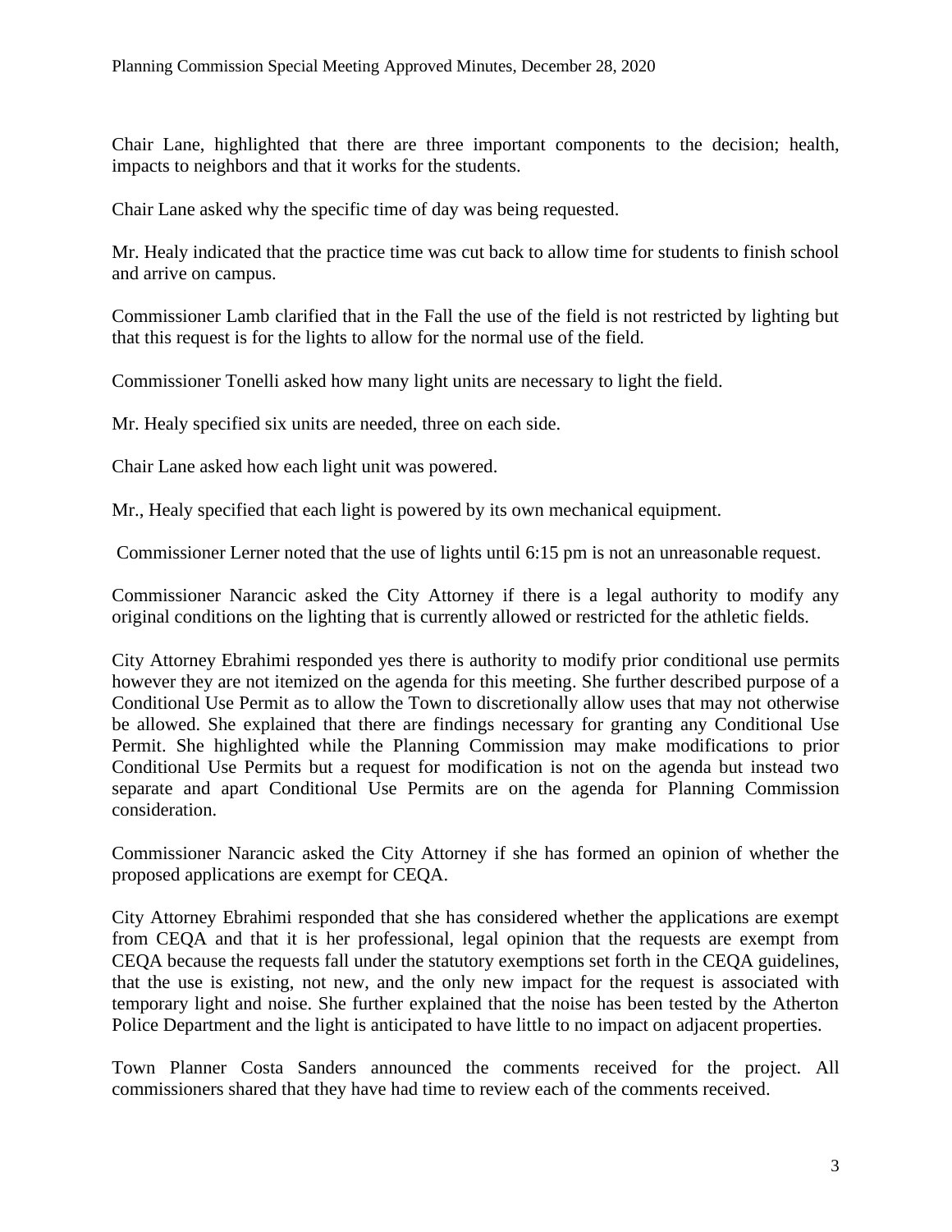Chair Lane, highlighted that there are three important components to the decision; health, impacts to neighbors and that it works for the students.

Chair Lane asked why the specific time of day was being requested.

Mr. Healy indicated that the practice time was cut back to allow time for students to finish school and arrive on campus.

Commissioner Lamb clarified that in the Fall the use of the field is not restricted by lighting but that this request is for the lights to allow for the normal use of the field.

Commissioner Tonelli asked how many light units are necessary to light the field.

Mr. Healy specified six units are needed, three on each side.

Chair Lane asked how each light unit was powered.

Mr., Healy specified that each light is powered by its own mechanical equipment.

Commissioner Lerner noted that the use of lights until 6:15 pm is not an unreasonable request.

Commissioner Narancic asked the City Attorney if there is a legal authority to modify any original conditions on the lighting that is currently allowed or restricted for the athletic fields.

City Attorney Ebrahimi responded yes there is authority to modify prior conditional use permits however they are not itemized on the agenda for this meeting. She further described purpose of a Conditional Use Permit as to allow the Town to discretionally allow uses that may not otherwise be allowed. She explained that there are findings necessary for granting any Conditional Use Permit. She highlighted while the Planning Commission may make modifications to prior Conditional Use Permits but a request for modification is not on the agenda but instead two separate and apart Conditional Use Permits are on the agenda for Planning Commission consideration.

Commissioner Narancic asked the City Attorney if she has formed an opinion of whether the proposed applications are exempt for CEQA.

City Attorney Ebrahimi responded that she has considered whether the applications are exempt from CEQA and that it is her professional, legal opinion that the requests are exempt from CEQA because the requests fall under the statutory exemptions set forth in the CEQA guidelines, that the use is existing, not new, and the only new impact for the request is associated with temporary light and noise. She further explained that the noise has been tested by the Atherton Police Department and the light is anticipated to have little to no impact on adjacent properties.

Town Planner Costa Sanders announced the comments received for the project. All commissioners shared that they have had time to review each of the comments received.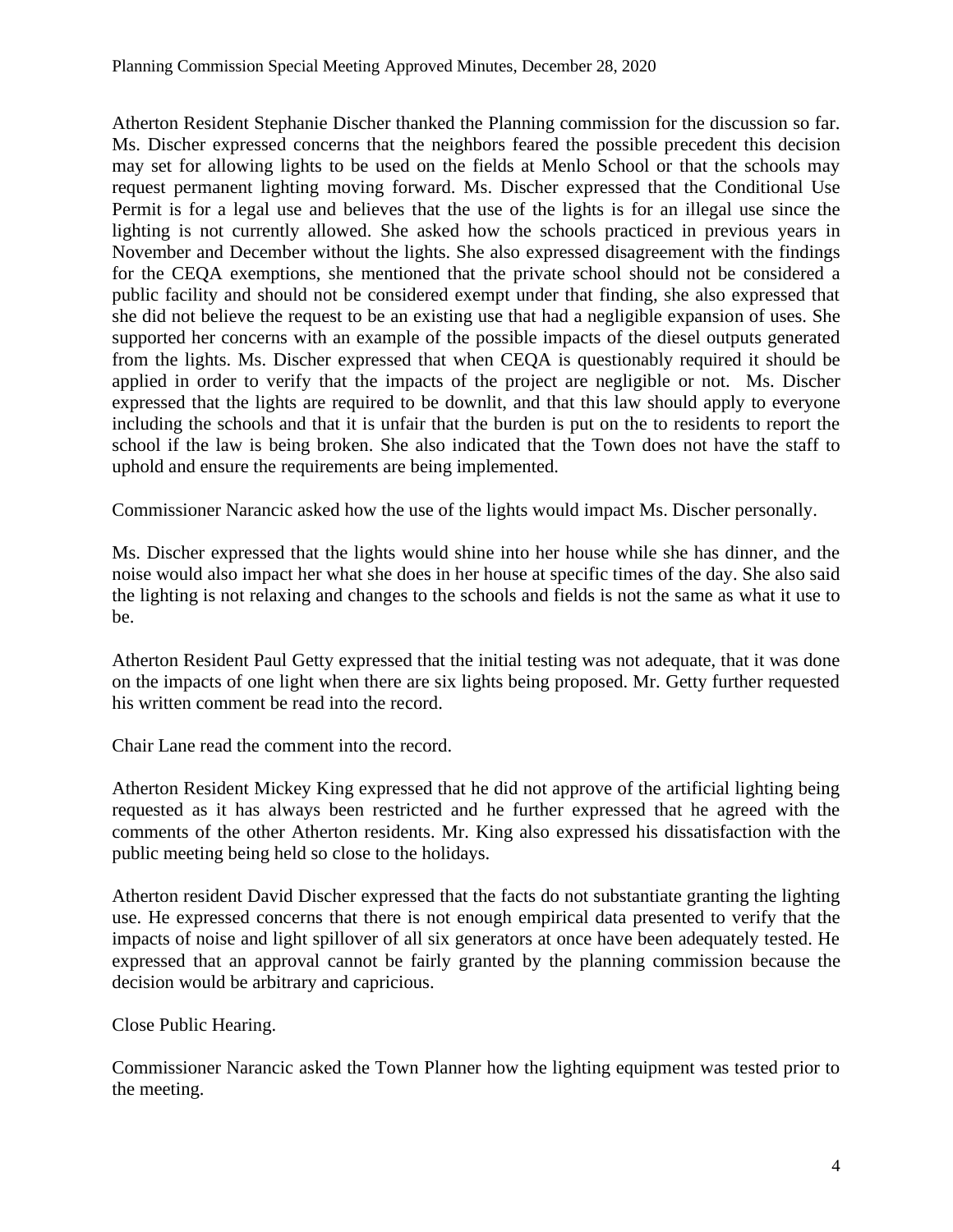Atherton Resident Stephanie Discher thanked the Planning commission for the discussion so far. Ms. Discher expressed concerns that the neighbors feared the possible precedent this decision may set for allowing lights to be used on the fields at Menlo School or that the schools may request permanent lighting moving forward. Ms. Discher expressed that the Conditional Use Permit is for a legal use and believes that the use of the lights is for an illegal use since the lighting is not currently allowed. She asked how the schools practiced in previous years in November and December without the lights. She also expressed disagreement with the findings for the CEQA exemptions, she mentioned that the private school should not be considered a public facility and should not be considered exempt under that finding, she also expressed that she did not believe the request to be an existing use that had a negligible expansion of uses. She supported her concerns with an example of the possible impacts of the diesel outputs generated from the lights. Ms. Discher expressed that when CEQA is questionably required it should be applied in order to verify that the impacts of the project are negligible or not. Ms. Discher expressed that the lights are required to be downlit, and that this law should apply to everyone including the schools and that it is unfair that the burden is put on the to residents to report the school if the law is being broken. She also indicated that the Town does not have the staff to uphold and ensure the requirements are being implemented.

Commissioner Narancic asked how the use of the lights would impact Ms. Discher personally.

Ms. Discher expressed that the lights would shine into her house while she has dinner, and the noise would also impact her what she does in her house at specific times of the day. She also said the lighting is not relaxing and changes to the schools and fields is not the same as what it use to be.

Atherton Resident Paul Getty expressed that the initial testing was not adequate, that it was done on the impacts of one light when there are six lights being proposed. Mr. Getty further requested his written comment be read into the record.

Chair Lane read the comment into the record.

Atherton Resident Mickey King expressed that he did not approve of the artificial lighting being requested as it has always been restricted and he further expressed that he agreed with the comments of the other Atherton residents. Mr. King also expressed his dissatisfaction with the public meeting being held so close to the holidays.

Atherton resident David Discher expressed that the facts do not substantiate granting the lighting use. He expressed concerns that there is not enough empirical data presented to verify that the impacts of noise and light spillover of all six generators at once have been adequately tested. He expressed that an approval cannot be fairly granted by the planning commission because the decision would be arbitrary and capricious.

Close Public Hearing.

Commissioner Narancic asked the Town Planner how the lighting equipment was tested prior to the meeting.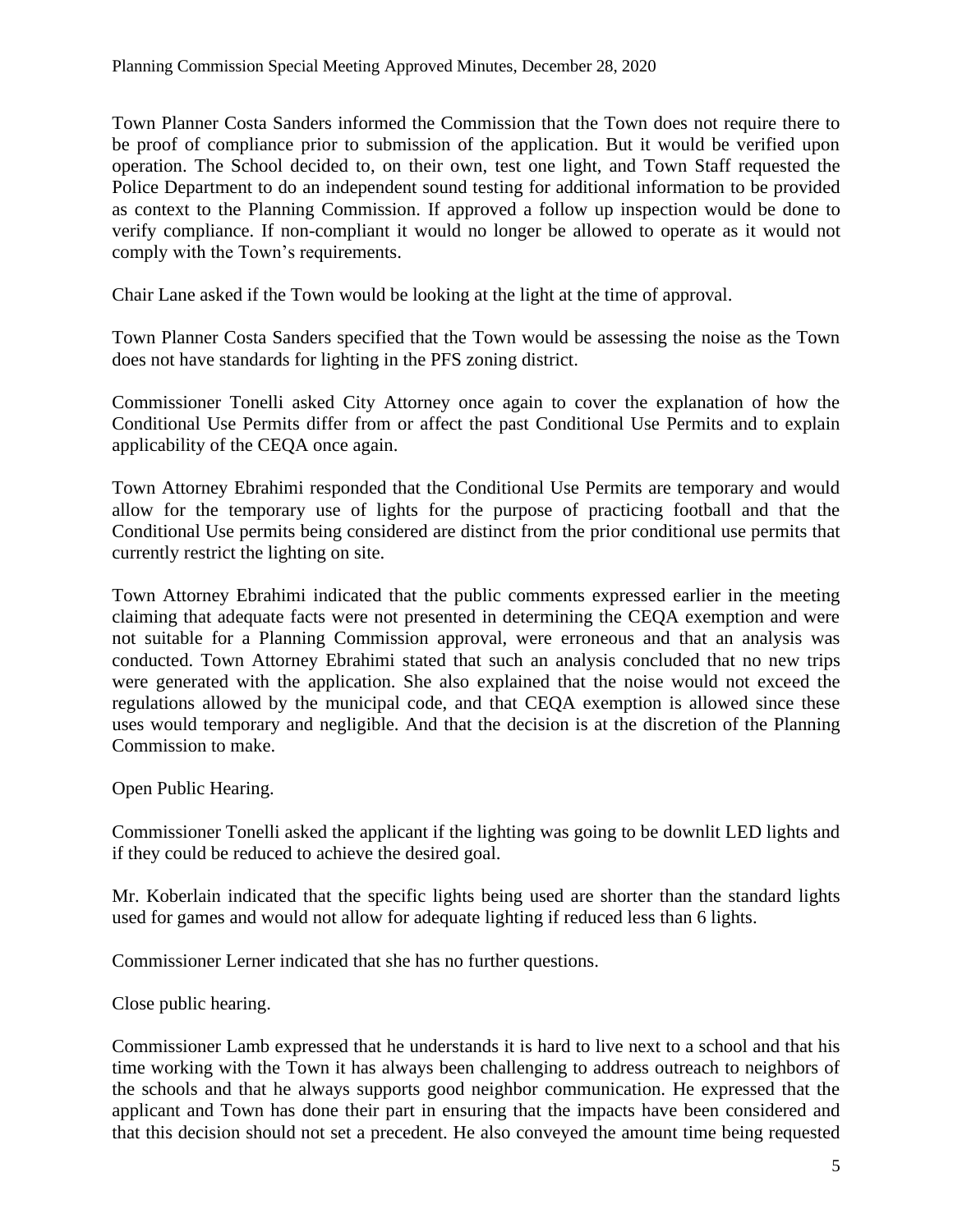Town Planner Costa Sanders informed the Commission that the Town does not require there to be proof of compliance prior to submission of the application. But it would be verified upon operation. The School decided to, on their own, test one light, and Town Staff requested the Police Department to do an independent sound testing for additional information to be provided as context to the Planning Commission. If approved a follow up inspection would be done to verify compliance. If non-compliant it would no longer be allowed to operate as it would not comply with the Town's requirements.

Chair Lane asked if the Town would be looking at the light at the time of approval.

Town Planner Costa Sanders specified that the Town would be assessing the noise as the Town does not have standards for lighting in the PFS zoning district.

Commissioner Tonelli asked City Attorney once again to cover the explanation of how the Conditional Use Permits differ from or affect the past Conditional Use Permits and to explain applicability of the CEQA once again.

Town Attorney Ebrahimi responded that the Conditional Use Permits are temporary and would allow for the temporary use of lights for the purpose of practicing football and that the Conditional Use permits being considered are distinct from the prior conditional use permits that currently restrict the lighting on site.

Town Attorney Ebrahimi indicated that the public comments expressed earlier in the meeting claiming that adequate facts were not presented in determining the CEQA exemption and were not suitable for a Planning Commission approval, were erroneous and that an analysis was conducted. Town Attorney Ebrahimi stated that such an analysis concluded that no new trips were generated with the application. She also explained that the noise would not exceed the regulations allowed by the municipal code, and that CEQA exemption is allowed since these uses would temporary and negligible. And that the decision is at the discretion of the Planning Commission to make.

Open Public Hearing.

Commissioner Tonelli asked the applicant if the lighting was going to be downlit LED lights and if they could be reduced to achieve the desired goal.

Mr. Koberlain indicated that the specific lights being used are shorter than the standard lights used for games and would not allow for adequate lighting if reduced less than 6 lights.

Commissioner Lerner indicated that she has no further questions.

Close public hearing.

Commissioner Lamb expressed that he understands it is hard to live next to a school and that his time working with the Town it has always been challenging to address outreach to neighbors of the schools and that he always supports good neighbor communication. He expressed that the applicant and Town has done their part in ensuring that the impacts have been considered and that this decision should not set a precedent. He also conveyed the amount time being requested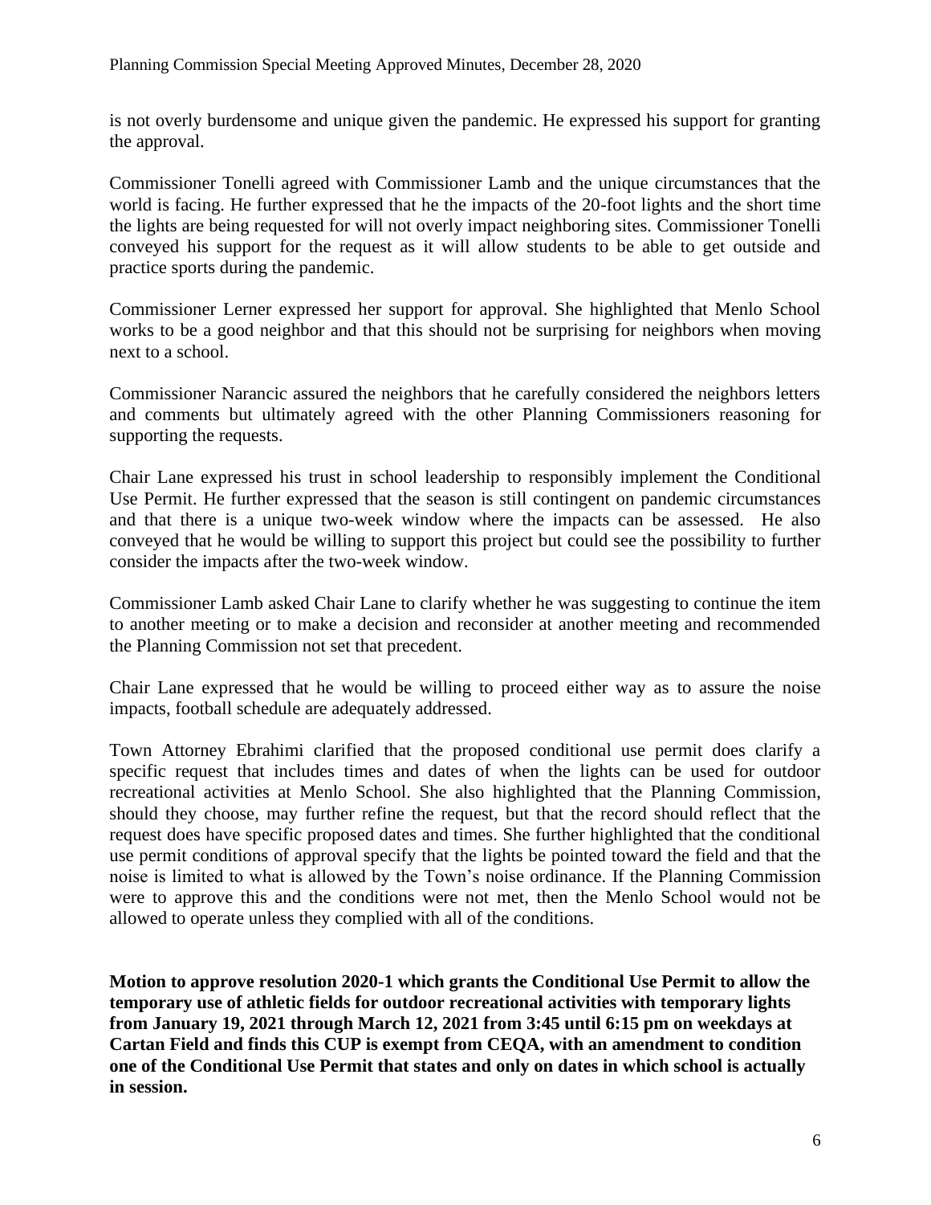is not overly burdensome and unique given the pandemic. He expressed his support for granting the approval.

Commissioner Tonelli agreed with Commissioner Lamb and the unique circumstances that the world is facing. He further expressed that he the impacts of the 20-foot lights and the short time the lights are being requested for will not overly impact neighboring sites. Commissioner Tonelli conveyed his support for the request as it will allow students to be able to get outside and practice sports during the pandemic.

Commissioner Lerner expressed her support for approval. She highlighted that Menlo School works to be a good neighbor and that this should not be surprising for neighbors when moving next to a school.

Commissioner Narancic assured the neighbors that he carefully considered the neighbors letters and comments but ultimately agreed with the other Planning Commissioners reasoning for supporting the requests.

Chair Lane expressed his trust in school leadership to responsibly implement the Conditional Use Permit. He further expressed that the season is still contingent on pandemic circumstances and that there is a unique two-week window where the impacts can be assessed. He also conveyed that he would be willing to support this project but could see the possibility to further consider the impacts after the two-week window.

Commissioner Lamb asked Chair Lane to clarify whether he was suggesting to continue the item to another meeting or to make a decision and reconsider at another meeting and recommended the Planning Commission not set that precedent.

Chair Lane expressed that he would be willing to proceed either way as to assure the noise impacts, football schedule are adequately addressed.

Town Attorney Ebrahimi clarified that the proposed conditional use permit does clarify a specific request that includes times and dates of when the lights can be used for outdoor recreational activities at Menlo School. She also highlighted that the Planning Commission, should they choose, may further refine the request, but that the record should reflect that the request does have specific proposed dates and times. She further highlighted that the conditional use permit conditions of approval specify that the lights be pointed toward the field and that the noise is limited to what is allowed by the Town's noise ordinance. If the Planning Commission were to approve this and the conditions were not met, then the Menlo School would not be allowed to operate unless they complied with all of the conditions.

**Motion to approve resolution 2020-1 which grants the Conditional Use Permit to allow the temporary use of athletic fields for outdoor recreational activities with temporary lights from January 19, 2021 through March 12, 2021 from 3:45 until 6:15 pm on weekdays at Cartan Field and finds this CUP is exempt from CEQA, with an amendment to condition one of the Conditional Use Permit that states and only on dates in which school is actually in session.**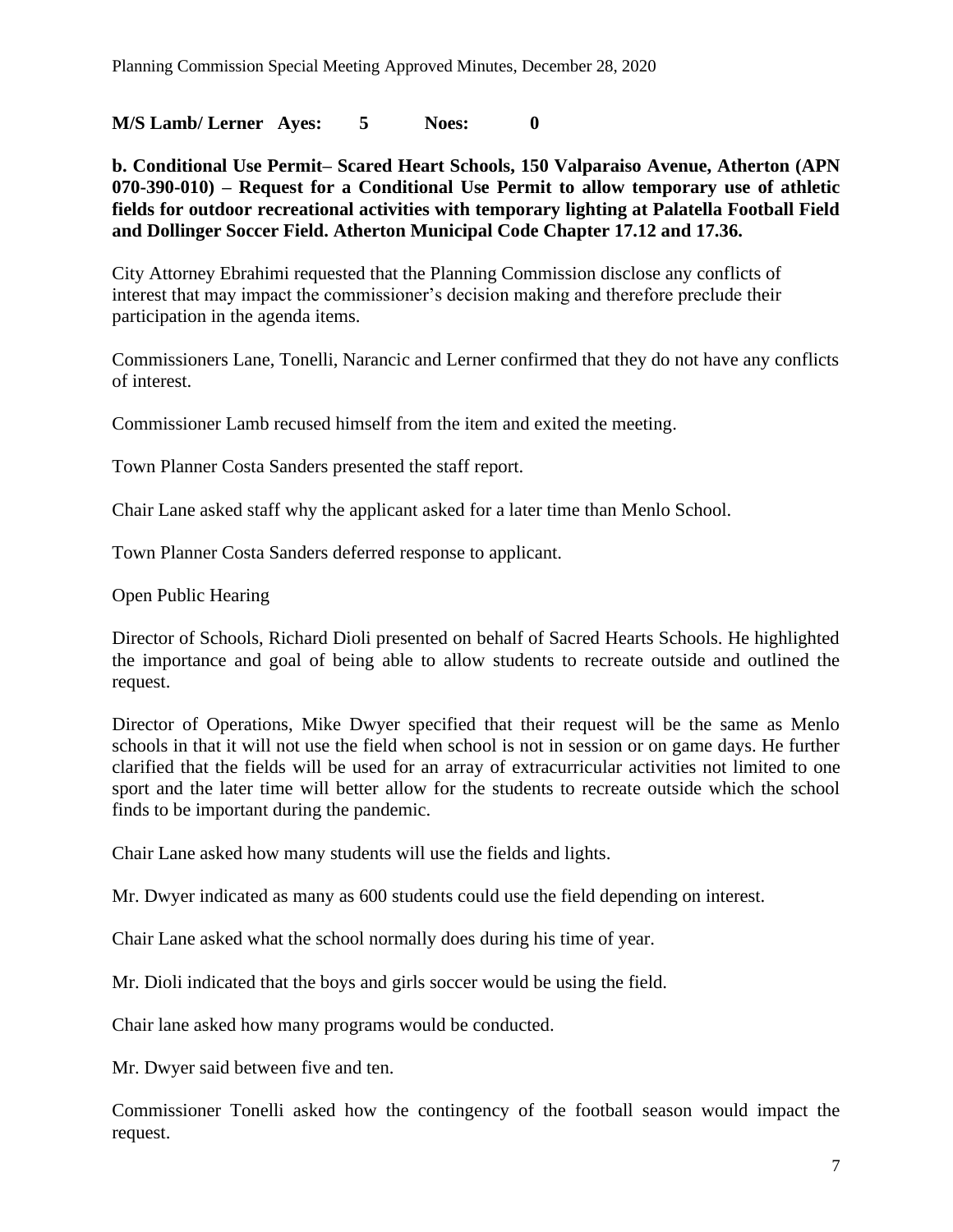**M/S Lamb/ Lerner Ayes: 5 Noes: 0**

**b. Conditional Use Permit– Scared Heart Schools, 150 Valparaiso Avenue, Atherton (APN 070-390-010) – Request for a Conditional Use Permit to allow temporary use of athletic fields for outdoor recreational activities with temporary lighting at Palatella Football Field and Dollinger Soccer Field. Atherton Municipal Code Chapter 17.12 and 17.36.**

City Attorney Ebrahimi requested that the Planning Commission disclose any conflicts of interest that may impact the commissioner's decision making and therefore preclude their participation in the agenda items.

Commissioners Lane, Tonelli, Narancic and Lerner confirmed that they do not have any conflicts of interest.

Commissioner Lamb recused himself from the item and exited the meeting.

Town Planner Costa Sanders presented the staff report.

Chair Lane asked staff why the applicant asked for a later time than Menlo School.

Town Planner Costa Sanders deferred response to applicant.

Open Public Hearing

Director of Schools, Richard Dioli presented on behalf of Sacred Hearts Schools. He highlighted the importance and goal of being able to allow students to recreate outside and outlined the request.

Director of Operations, Mike Dwyer specified that their request will be the same as Menlo schools in that it will not use the field when school is not in session or on game days. He further clarified that the fields will be used for an array of extracurricular activities not limited to one sport and the later time will better allow for the students to recreate outside which the school finds to be important during the pandemic.

Chair Lane asked how many students will use the fields and lights.

Mr. Dwyer indicated as many as 600 students could use the field depending on interest.

Chair Lane asked what the school normally does during his time of year.

Mr. Dioli indicated that the boys and girls soccer would be using the field.

Chair lane asked how many programs would be conducted.

Mr. Dwyer said between five and ten.

Commissioner Tonelli asked how the contingency of the football season would impact the request.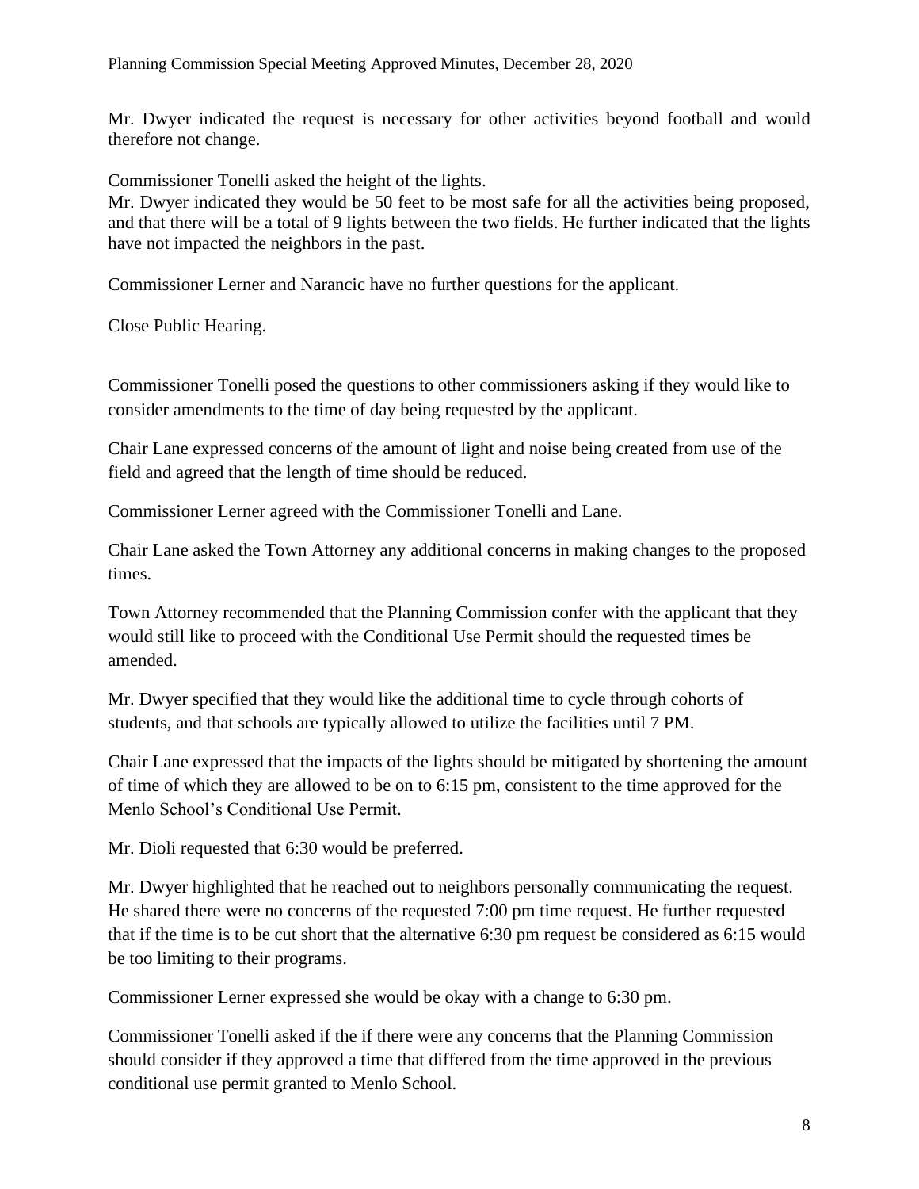Mr. Dwyer indicated the request is necessary for other activities beyond football and would therefore not change.

Commissioner Tonelli asked the height of the lights.
Mr. Dwyer indicated they would be 50 feet to be most safe for all the activities being proposed, and that there will be a total of 9 lights between the two fields. He further indicated that the lights have not impacted the neighbors in the past.

Commissioner Lerner and Narancic have no further questions for the applicant.

Close Public Hearing.

Commissioner Tonelli posed the questions to other commissioners asking if they would like to consider amendments to the time of day being requested by the applicant.

Chair Lane expressed concerns of the amount of light and noise being created from use of the field and agreed that the length of time should be reduced.

Commissioner Lerner agreed with the Commissioner Tonelli and Lane.

Chair Lane asked the Town Attorney any additional concerns in making changes to the proposed times.

Town Attorney recommended that the Planning Commission confer with the applicant that they would still like to proceed with the Conditional Use Permit should the requested times be amended.

Mr. Dwyer specified that they would like the additional time to cycle through cohorts of students, and that schools are typically allowed to utilize the facilities until 7 PM.

Chair Lane expressed that the impacts of the lights should be mitigated by shortening the amount of time of which they are allowed to be on to 6:15 pm, consistent to the time approved for the Menlo School's Conditional Use Permit.

Mr. Dioli requested that 6:30 would be preferred.

Mr. Dwyer highlighted that he reached out to neighbors personally communicating the request. He shared there were no concerns of the requested 7:00 pm time request. He further requested that if the time is to be cut short that the alternative 6:30 pm request be considered as 6:15 would be too limiting to their programs.

Commissioner Lerner expressed she would be okay with a change to 6:30 pm.

Commissioner Tonelli asked if the if there were any concerns that the Planning Commission should consider if they approved a time that differed from the time approved in the previous conditional use permit granted to Menlo School.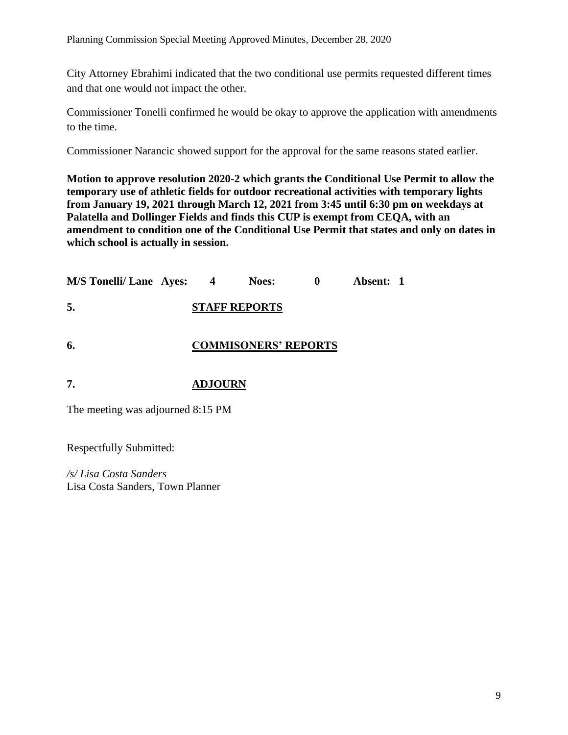City Attorney Ebrahimi indicated that the two conditional use permits requested different times and that one would not impact the other.

Commissioner Tonelli confirmed he would be okay to approve the application with amendments to the time.

Commissioner Narancic showed support for the approval for the same reasons stated earlier.

**Motion to approve resolution 2020-2 which grants the Conditional Use Permit to allow the temporary use of athletic fields for outdoor recreational activities with temporary lights from January 19, 2021 through March 12, 2021 from 3:45 until 6:30 pm on weekdays at Palatella and Dollinger Fields and finds this CUP is exempt from CEQA, with an amendment to condition one of the Conditional Use Permit that states and only on dates in which school is actually in session.**

**M/S Tonelli/ Lane Ayes: 4 Noes: 0 Absent: 1**

## 5. STAFF REPORTS

## 6. COMMISONERS' REPORTS

## 7. ADJOURN

The meeting was adjourned 8:15 PM

Respectfully Submitted:

*/s/ Lisa Costa Sanders*
Lisa Costa Sanders, Town Planner